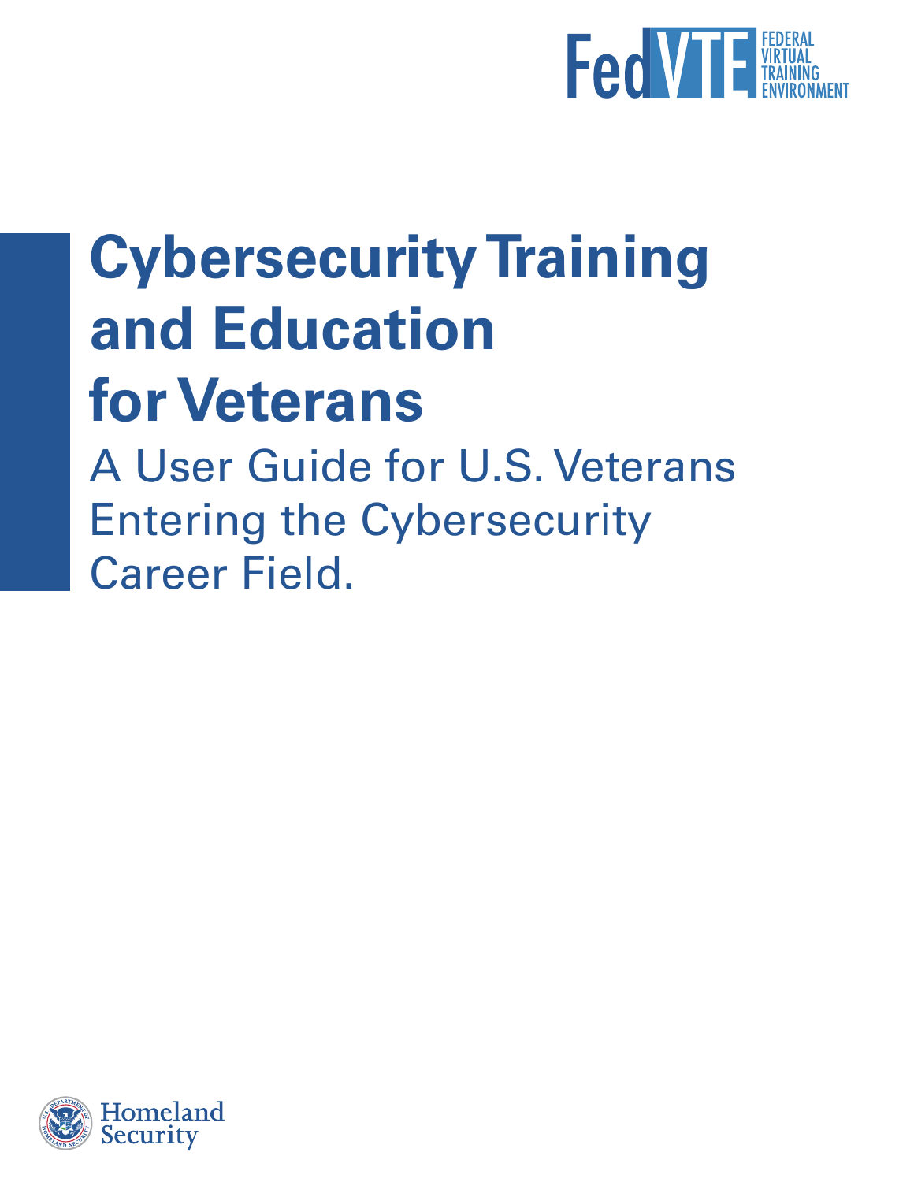FedVTE FEDERAL VIRTUAL TRAINING ENVIRONMENT

# Cybersecurity Training and Education for Veterans

A User Guide for U.S. Veterans Entering the Cybersecurity Career Field.

Homeland Security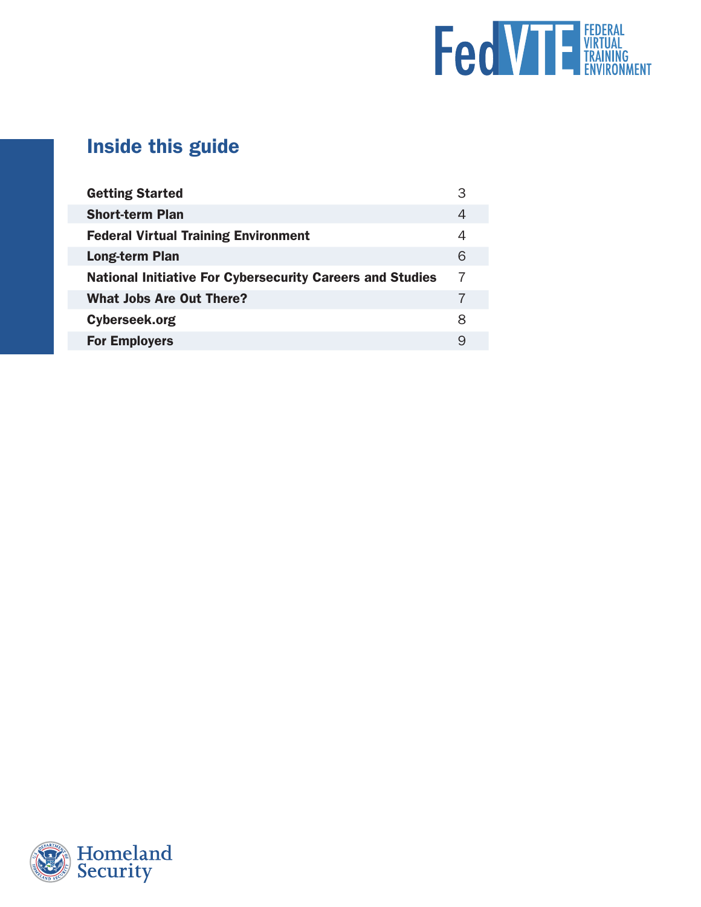## Inside this guide

| | |
|---|---|
| **Getting Started** | 3 |
| **Short-term Plan** | 4 |
| **Federal Virtual Training Environment** | 4 |
| **Long-term Plan** | 6 |
| **National Initiative For Cybersecurity Careers and Studies** | 7 |
| **What Jobs Are Out There?** | 7 |
| **Cyberseek.org** | 8 |
| **For Employers** | 9 |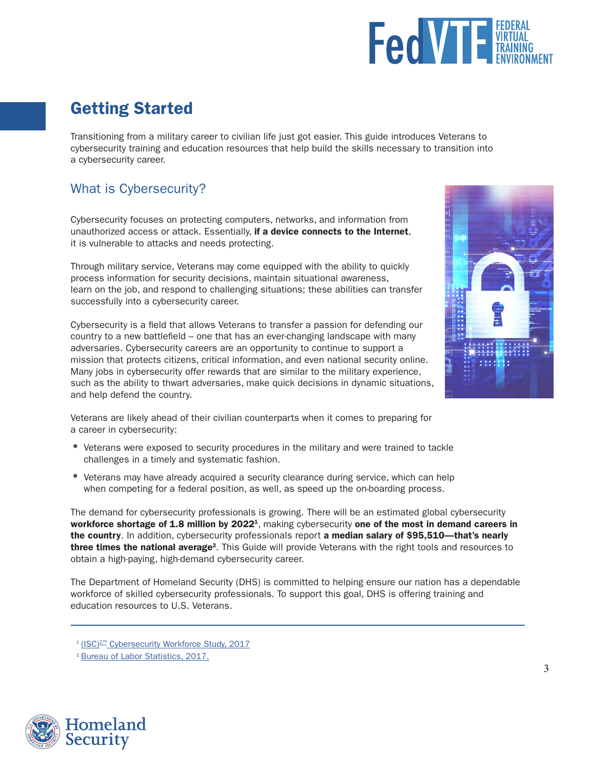# Getting Started

Transitioning from a military career to civilian life just got easier. This guide introduces Veterans to cybersecurity training and education resources that help build the skills necessary to transition into a cybersecurity career.

## What is Cybersecurity?

Cybersecurity focuses on protecting computers, networks, and information from unauthorized access or attack. Essentially, **if a device connects to the Internet**, it is vulnerable to attacks and needs protecting.

Through military service, Veterans may come equipped with the ability to quickly process information for security decisions, maintain situational awareness, learn on the job, and respond to challenging situations; these abilities can transfer successfully into a cybersecurity career.

Cybersecurity is a field that allows Veterans to transfer a passion for defending our country to a new battlefield – one that has an ever-changing landscape with many adversaries. Cybersecurity careers are an opportunity to continue to support a mission that protects citizens, critical information, and even national security online. Many jobs in cybersecurity offer rewards that are similar to the military experience, such as the ability to thwart adversaries, make quick decisions in dynamic situations, and help defend the country.

Veterans are likely ahead of their civilian counterparts when it comes to preparing for a career in cybersecurity:

- Veterans were exposed to security procedures in the military and were trained to tackle challenges in a timely and systematic fashion.
- Veterans may have already acquired a security clearance during service, which can help when competing for a federal position, as well, as speed up the on-boarding process.

The demand for cybersecurity professionals is growing. There will be an estimated global cybersecurity **workforce shortage of 1.8 million by 2022**[1], making cybersecurity **one of the most in demand careers in the country**. In addition, cybersecurity professionals report **a median salary of $95,510—that's nearly three times the national average**[2]. This Guide will provide Veterans with the right tools and resources to obtain a high-paying, high-demand cybersecurity career.

The Department of Homeland Security (DHS) is committed to helping ensure our nation has a dependable workforce of skilled cybersecurity professionals. To support this goal, DHS is offering training and education resources to U.S. Veterans.

---

[1] (ISC)2™ Cybersecurity Workforce Study, 2017

[2] Bureau of Labor Statistics, 2017.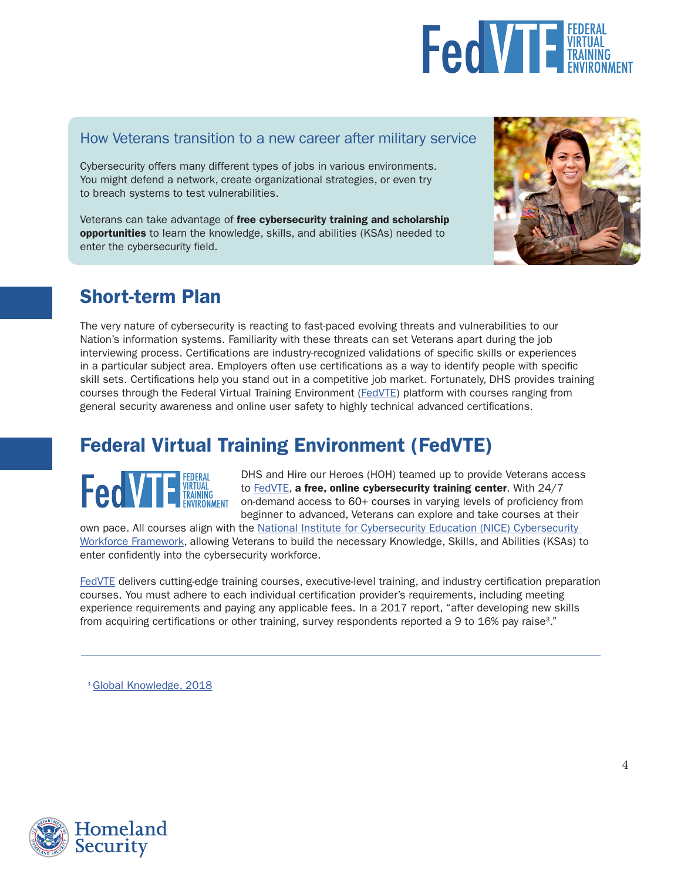## How Veterans transition to a new career after military service

Cybersecurity offers many different types of jobs in various environments. You might defend a network, create organizational strategies, or even try to breach systems to test vulnerabilities.

Veterans can take advantage of **free cybersecurity training and scholarship opportunities** to learn the knowledge, skills, and abilities (KSAs) needed to enter the cybersecurity field.

## Short-term Plan

The very nature of cybersecurity is reacting to fast-paced evolving threats and vulnerabilities to our Nation's information systems. Familiarity with these threats can set Veterans apart during the job interviewing process. Certifications are industry-recognized validations of specific skills or experiences in a particular subject area. Employers often use certifications as a way to identify people with specific skill sets. Certifications help you stand out in a competitive job market. Fortunately, DHS provides training courses through the Federal Virtual Training Environment (FedVTE) platform with courses ranging from general security awareness and online user safety to highly technical advanced certifications.

## Federal Virtual Training Environment (FedVTE)

DHS and Hire our Heroes (HOH) teamed up to provide Veterans access to FedVTE, **a free, online cybersecurity training center**. With 24/7 on-demand access to 60+ courses in varying levels of proficiency from beginner to advanced, Veterans can explore and take courses at their own pace. All courses align with the National Institute for Cybersecurity Education (NICE) Cybersecurity Workforce Framework, allowing Veterans to build the necessary Knowledge, Skills, and Abilities (KSAs) to enter confidently into the cybersecurity workforce.

FedVTE delivers cutting-edge training courses, executive-level training, and industry certification preparation courses. You must adhere to each individual certification provider's requirements, including meeting experience requirements and paying any applicable fees. In a 2017 report, "after developing new skills from acquiring certifications or other training, survey respondents reported a 9 to 16% pay raise[3]."

---

[3] Global Knowledge, 2018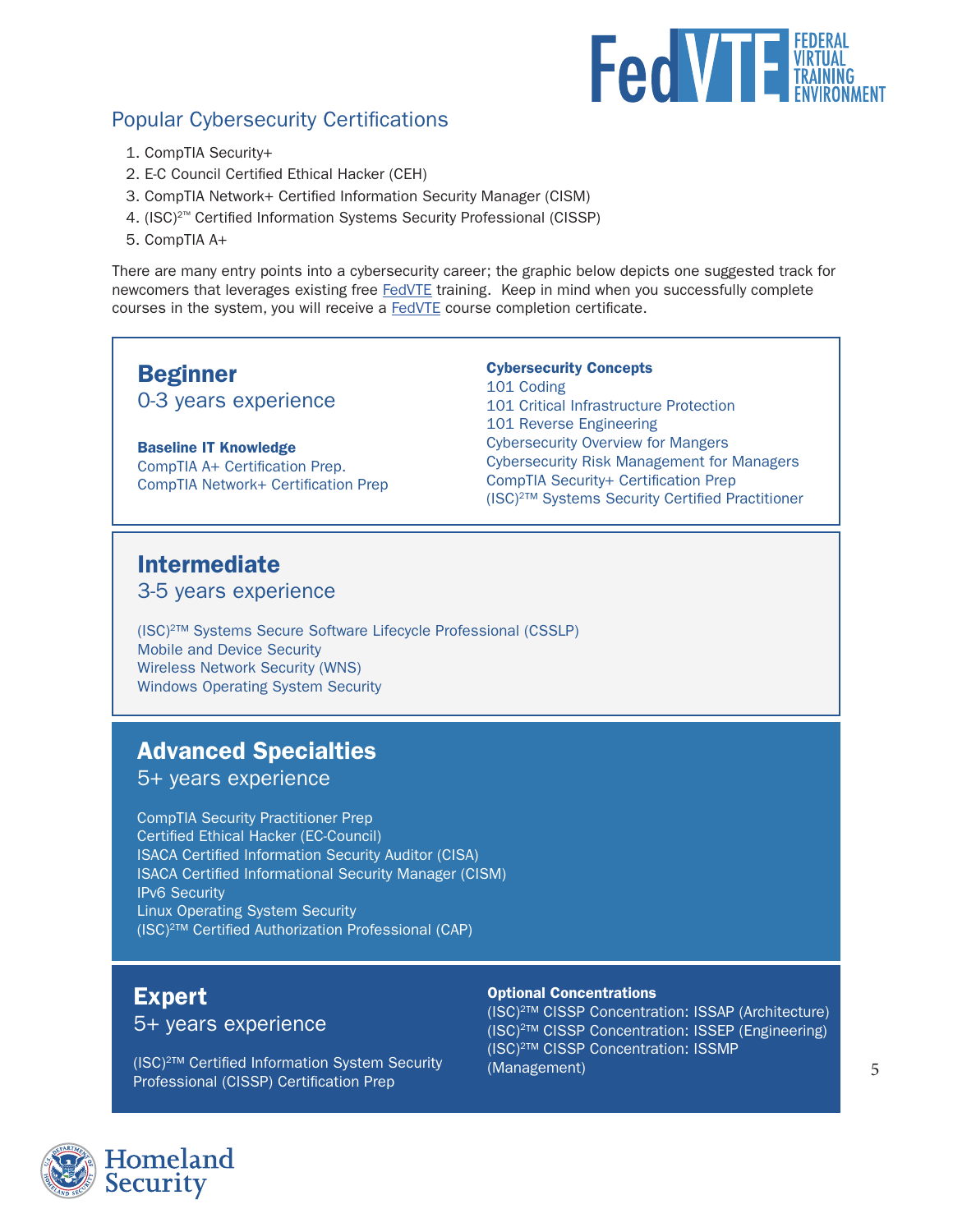## Popular Cybersecurity Certifications

1. CompTIA Security+
2. E-C Council Certified Ethical Hacker (CEH)
3. CompTIA Network+ Certified Information Security Manager (CISM)
4. (ISC)²™ Certified Information Systems Security Professional (CISSP)
5. CompTIA A+

There are many entry points into a cybersecurity career; the graphic below depicts one suggested track for newcomers that leverages existing free FedVTE training. Keep in mind when you successfully complete courses in the system, you will receive a FedVTE course completion certificate.

### Beginner
0-3 years experience

**Baseline IT Knowledge**
CompTIA A+ Certification Prep.
CompTIA Network+ Certification Prep

**Cybersecurity Concepts**
101 Coding
101 Critical Infrastructure Protection
101 Reverse Engineering
Cybersecurity Overview for Mangers
Cybersecurity Risk Management for Managers
CompTIA Security+ Certification Prep
(ISC)²™ Systems Security Certified Practitioner

### Intermediate
3-5 years experience

(ISC)²™ Systems Secure Software Lifecycle Professional (CSSLP)
Mobile and Device Security
Wireless Network Security (WNS)
Windows Operating System Security

### Advanced Specialties
5+ years experience

CompTIA Security Practitioner Prep
Certified Ethical Hacker (EC-Council)
ISACA Certified Information Security Auditor (CISA)
ISACA Certified Informational Security Manager (CISM)
IPv6 Security
Linux Operating System Security
(ISC)²™ Certified Authorization Professional (CAP)

### Expert
5+ years experience

(ISC)²™ Certified Information System Security Professional (CISSP) Certification Prep

**Optional Concentrations**
(ISC)²™ CISSP Concentration: ISSAP (Architecture)
(ISC)²™ CISSP Concentration: ISSEP (Engineering)
(ISC)²™ CISSP Concentration: ISSMP (Management)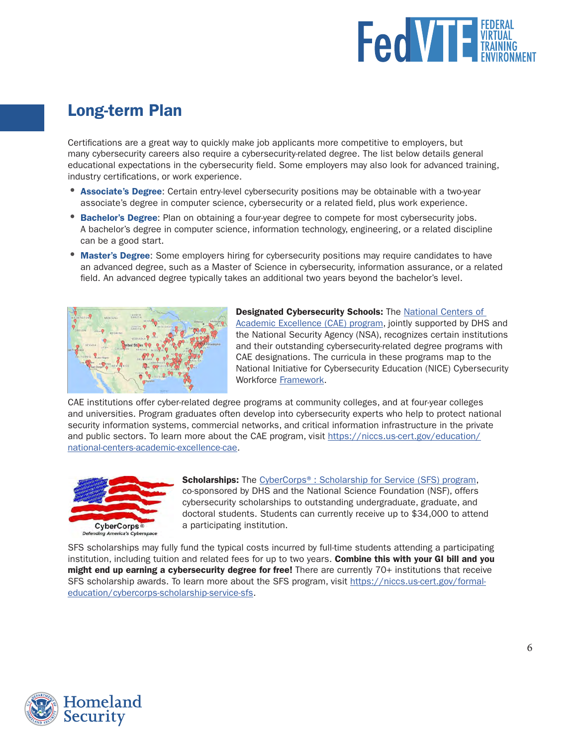## Long-term Plan

Certifications are a great way to quickly make job applicants more competitive to employers, but many cybersecurity careers also require a cybersecurity-related degree. The list below details general educational expectations in the cybersecurity field. Some employers may also look for advanced training, industry certifications, or work experience.

- **Associate's Degree**: Certain entry-level cybersecurity positions may be obtainable with a two-year associate's degree in computer science, cybersecurity or a related field, plus work experience.
- **Bachelor's Degree**: Plan on obtaining a four-year degree to compete for most cybersecurity jobs. A bachelor's degree in computer science, information technology, engineering, or a related discipline can be a good start.
- **Master's Degree**: Some employers hiring for cybersecurity positions may require candidates to have an advanced degree, such as a Master of Science in cybersecurity, information assurance, or a related field. An advanced degree typically takes an additional two years beyond the bachelor's level.

**Designated Cybersecurity Schools:** The [National Centers of Academic Excellence (CAE) program](https://niccs.us-cert.gov/education/national-centers-academic-excellence-cae), jointly supported by DHS and the National Security Agency (NSA), recognizes certain institutions and their outstanding cybersecurity-related degree programs with CAE designations. The curricula in these programs map to the National Initiative for Cybersecurity Education (NICE) Cybersecurity Workforce Framework.

CAE institutions offer cyber-related degree programs at community colleges, and at four-year colleges and universities. Program graduates often develop into cybersecurity experts who help to protect national security information systems, commercial networks, and critical information infrastructure in the private and public sectors. To learn more about the CAE program, visit https://niccs.us-cert.gov/education/national-centers-academic-excellence-cae.

**Scholarships:** The CyberCorps® : Scholarship for Service (SFS) program, co-sponsored by DHS and the National Science Foundation (NSF), offers cybersecurity scholarships to outstanding undergraduate, graduate, and doctoral students. Students can currently receive up to $34,000 to attend a participating institution.

SFS scholarships may fully fund the typical costs incurred by full-time students attending a participating institution, including tuition and related fees for up to two years. **Combine this with your GI bill and you might end up earning a cybersecurity degree for free!** There are currently 70+ institutions that receive SFS scholarship awards. To learn more about the SFS program, visit https://niccs.us-cert.gov/formal-education/cybercorps-scholarship-service-sfs.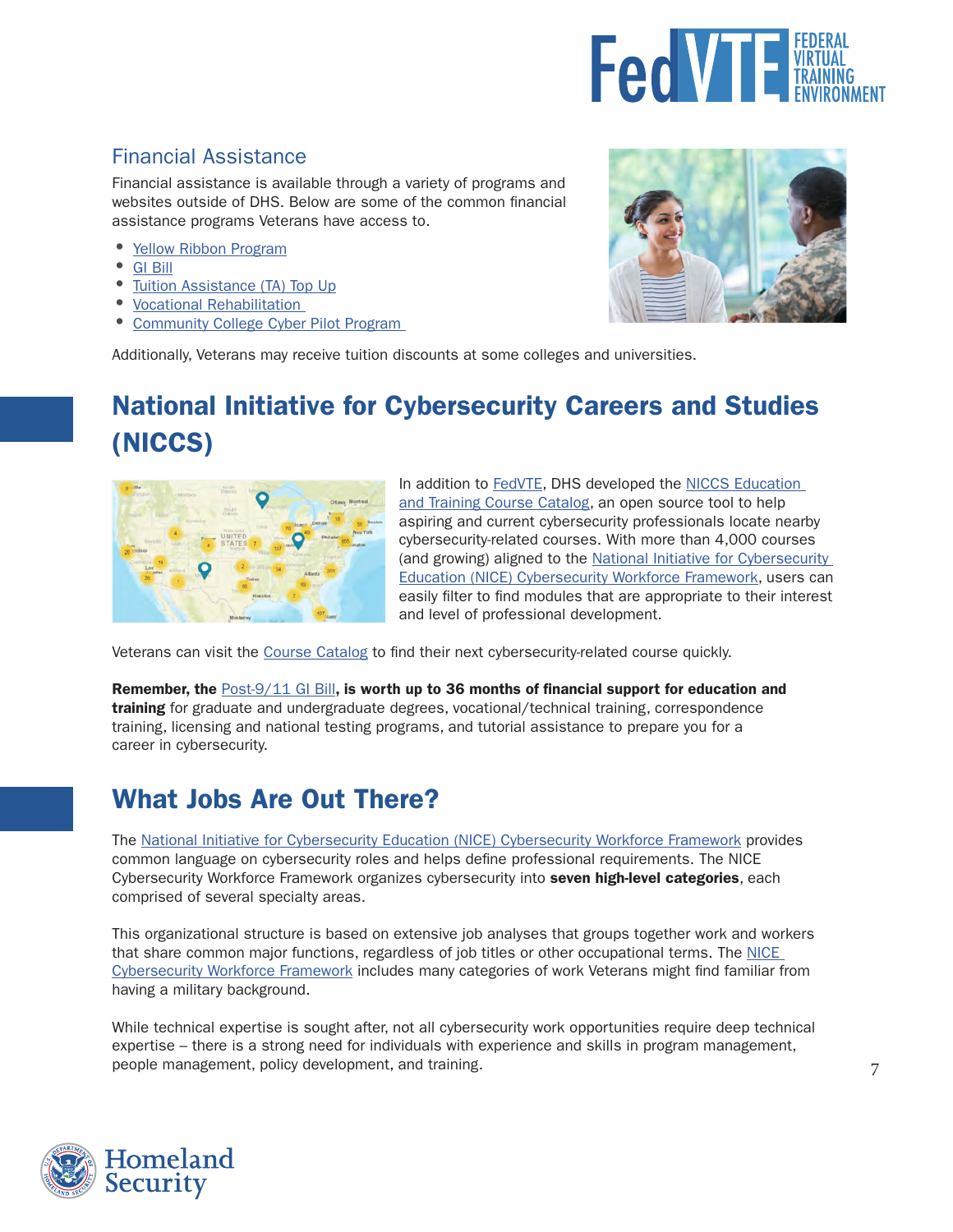## Financial Assistance

Financial assistance is available through a variety of programs and websites outside of DHS. Below are some of the common financial assistance programs Veterans have access to.

- Yellow Ribbon Program
- GI Bill
- Tuition Assistance (TA) Top Up
- Vocational Rehabilitation
- Community College Cyber Pilot Program

Additionally, Veterans may receive tuition discounts at some colleges and universities.

# National Initiative for Cybersecurity Careers and Studies (NICCS)

In addition to FedVTE, DHS developed the NICCS Education and Training Course Catalog, an open source tool to help aspiring and current cybersecurity professionals locate nearby cybersecurity-related courses. With more than 4,000 courses (and growing) aligned to the National Initiative for Cybersecurity Education (NICE) Cybersecurity Workforce Framework, users can easily filter to find modules that are appropriate to their interest and level of professional development.

Veterans can visit the Course Catalog to find their next cybersecurity-related course quickly.

**Remember, the** Post-9/11 GI Bill**, is worth up to 36 months of financial support for education and training** for graduate and undergraduate degrees, vocational/technical training, correspondence training, licensing and national testing programs, and tutorial assistance to prepare you for a career in cybersecurity.

# What Jobs Are Out There?

The National Initiative for Cybersecurity Education (NICE) Cybersecurity Workforce Framework provides common language on cybersecurity roles and helps define professional requirements. The NICE Cybersecurity Workforce Framework organizes cybersecurity into **seven high-level categories**, each comprised of several specialty areas.

This organizational structure is based on extensive job analyses that groups together work and workers that share common major functions, regardless of job titles or other occupational terms. The NICE Cybersecurity Workforce Framework includes many categories of work Veterans might find familiar from having a military background.

While technical expertise is sought after, not all cybersecurity work opportunities require deep technical expertise – there is a strong need for individuals with experience and skills in program management, people management, policy development, and training.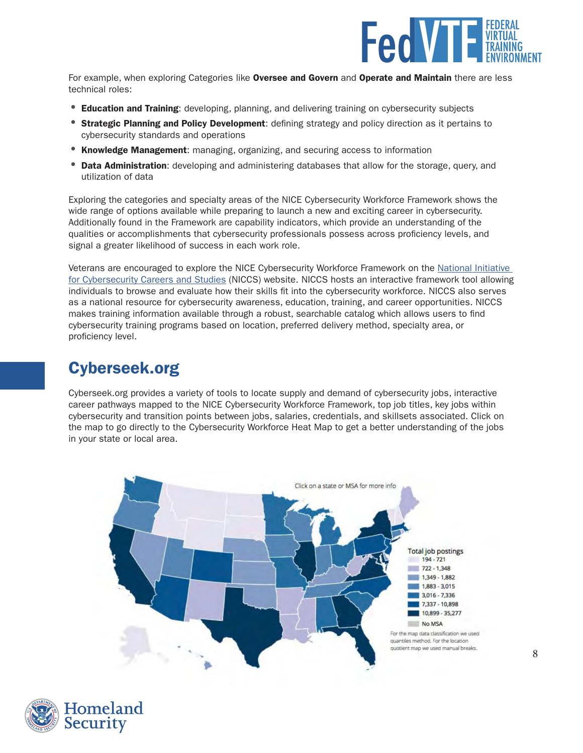For example, when exploring Categories like **Oversee and Govern** and **Operate and Maintain** there are less technical roles:

- **Education and Training**: developing, planning, and delivering training on cybersecurity subjects
- **Strategic Planning and Policy Development**: defining strategy and policy direction as it pertains to cybersecurity standards and operations
- **Knowledge Management**: managing, organizing, and securing access to information
- **Data Administration**: developing and administering databases that allow for the storage, query, and utilization of data

Exploring the categories and specialty areas of the NICE Cybersecurity Workforce Framework shows the wide range of options available while preparing to launch a new and exciting career in cybersecurity. Additionally found in the Framework are capability indicators, which provide an understanding of the qualities or accomplishments that cybersecurity professionals possess across proficiency levels, and signal a greater likelihood of success in each work role.

Veterans are encouraged to explore the NICE Cybersecurity Workforce Framework on the National Initiative for Cybersecurity Careers and Studies (NICCS) website. NICCS hosts an interactive framework tool allowing individuals to browse and evaluate how their skills fit into the cybersecurity workforce. NICCS also serves as a national resource for cybersecurity awareness, education, training, and career opportunities. NICCS makes training information available through a robust, searchable catalog which allows users to find cybersecurity training programs based on location, preferred delivery method, specialty area, or proficiency level.

## Cyberseek.org

Cyberseek.org provides a variety of tools to locate supply and demand of cybersecurity jobs, interactive career pathways mapped to the NICE Cybersecurity Workforce Framework, top job titles, key jobs within cybersecurity and transition points between jobs, salaries, credentials, and skillsets associated. Click on the map to go directly to the Cybersecurity Workforce Heat Map to get a better understanding of the jobs in your state or local area.

Click on a state or MSA for more info

Total job postings
- 194 - 721
- 722 - 1,348
- 1,349 - 1,882
- 1,883 - 3,015
- 3,016 - 7,336
- 7,337 - 10,898
- 10,899 - 35,277
- No MSA

For the map data classification we used quantiles method. For the location quotient map we used manual breaks.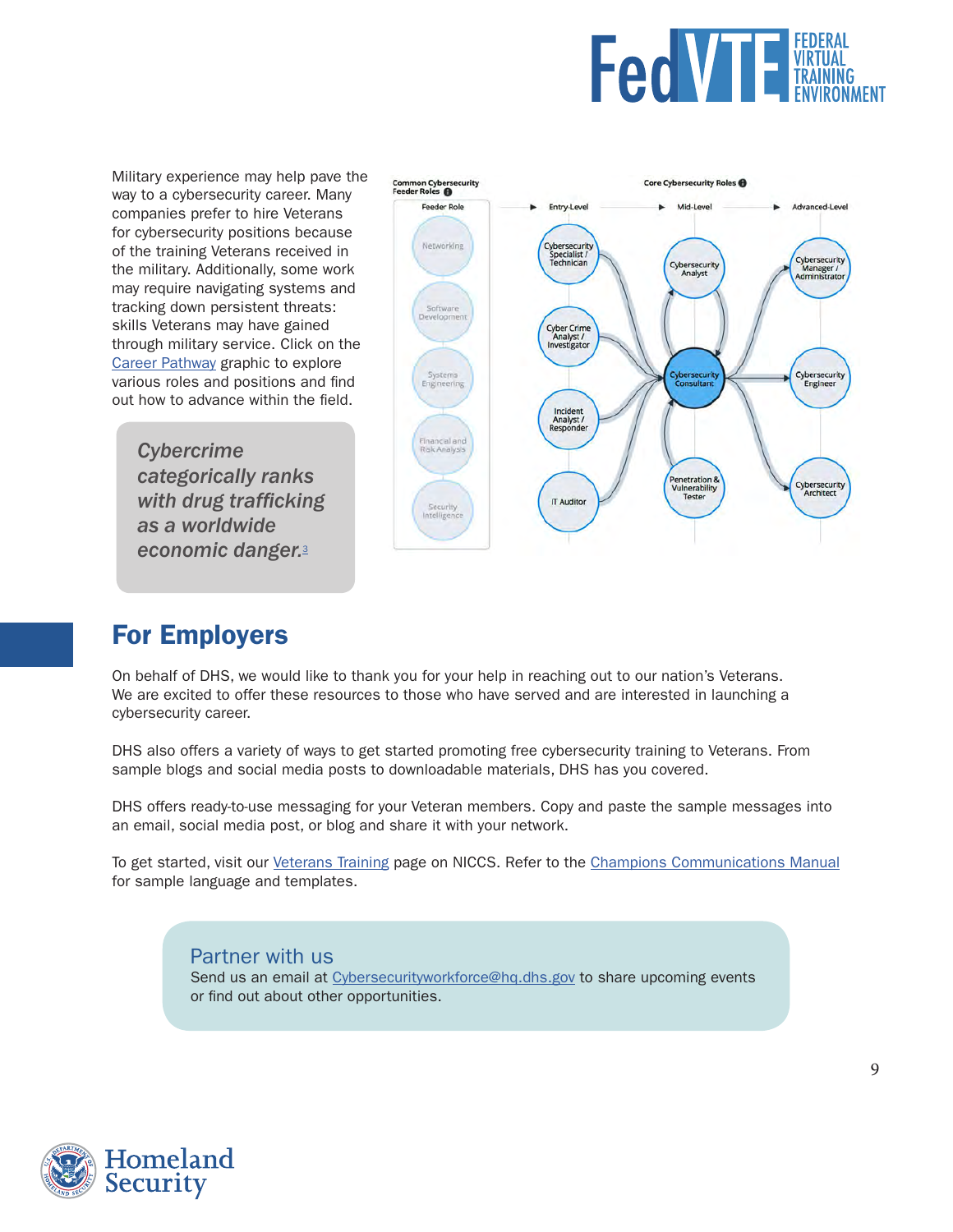Military experience may help pave the way to a cybersecurity career. Many companies prefer to hire Veterans for cybersecurity positions because of the training Veterans received in the military. Additionally, some work may require navigating systems and tracking down persistent threats: skills Veterans may have gained through military service. Click on the Career Pathway graphic to explore various roles and positions and find out how to advance within the field.

> *Cybercrime categorically ranks with drug trafficking as a worldwide economic danger.*[3]

Common Cybersecurity Feeder Roles

Feeder Role

Networking

Software Development

Systems Engineering

Financial and Risk Analysis

Security Intelligence

Core Cybersecurity Roles

Entry-Level

Cybersecurity Specialist / Technician

Cyber Crime Analyst / Investigator

Incident Analyst / Responder

IT Auditor

Mid-Level

Cybersecurity Analyst

Cybersecurity Consultant

Penetration & Vulnerability Tester

Advanced-Level

Cybersecurity Manager / Administrator

Cybersecurity Engineer

Cybersecurity Architect

## For Employers

On behalf of DHS, we would like to thank you for your help in reaching out to our nation's Veterans. We are excited to offer these resources to those who have served and are interested in launching a cybersecurity career.

DHS also offers a variety of ways to get started promoting free cybersecurity training to Veterans. From sample blogs and social media posts to downloadable materials, DHS has you covered.

DHS offers ready-to-use messaging for your Veteran members. Copy and paste the sample messages into an email, social media post, or blog and share it with your network.

To get started, visit our Veterans Training page on NICCS. Refer to the Champions Communications Manual for sample language and templates.

### Partner with us

Send us an email at Cybersecurityworkforce@hq.dhs.gov to share upcoming events or find out about other opportunities.